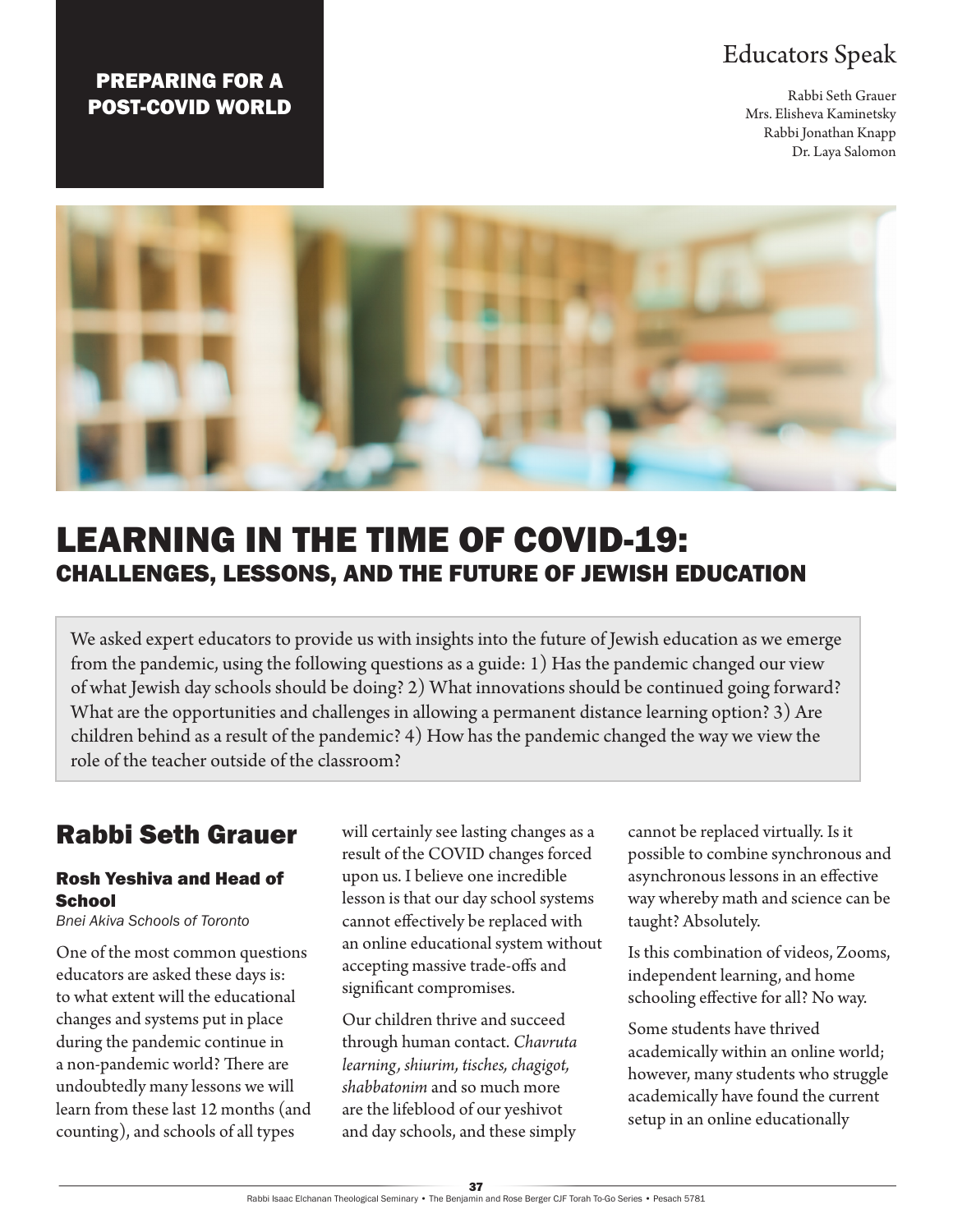PREPARING FOR A POST-COVID WORLD

Educators Speak

Rabbi Seth Grauer
Mrs. Elisheva Kaminetsky
Rabbi Jonathan Knapp
Dr. Laya Salomon

# LEARNING IN THE TIME OF COVID-19: CHALLENGES, LESSONS, AND THE FUTURE OF JEWISH EDUCATION

We asked expert educators to provide us with insights into the future of Jewish education as we emerge from the pandemic, using the following questions as a guide: 1) Has the pandemic changed our view of what Jewish day schools should be doing? 2) What innovations should be continued going forward? What are the opportunities and challenges in allowing a permanent distance learning option? 3) Are children behind as a result of the pandemic? 4) How has the pandemic changed the way we view the role of the teacher outside of the classroom?

## Rabbi Seth Grauer

### Rosh Yeshiva and Head of School

*Bnei Akiva Schools of Toronto*

One of the most common questions educators are asked these days is: to what extent will the educational changes and systems put in place during the pandemic continue in a non-pandemic world? There are undoubtedly many lessons we will learn from these last 12 months (and counting), and schools of all types will certainly see lasting changes as a result of the COVID changes forced upon us. I believe one incredible lesson is that our day school systems cannot effectively be replaced with an online educational system without accepting massive trade-offs and significant compromises.

Our children thrive and succeed through human contact. *Chavruta learning*, *shiurim*, *tisches*, *chagigot*, *shabbatonim* and so much more are the lifeblood of our yeshivot and day schools, and these simply cannot be replaced virtually. Is it possible to combine synchronous and asynchronous lessons in an effective way whereby math and science can be taught? Absolutely.

Is this combination of videos, Zooms, independent learning, and home schooling effective for all? No way.

Some students have thrived academically within an online world; however, many students who struggle academically have found the current setup in an online educationally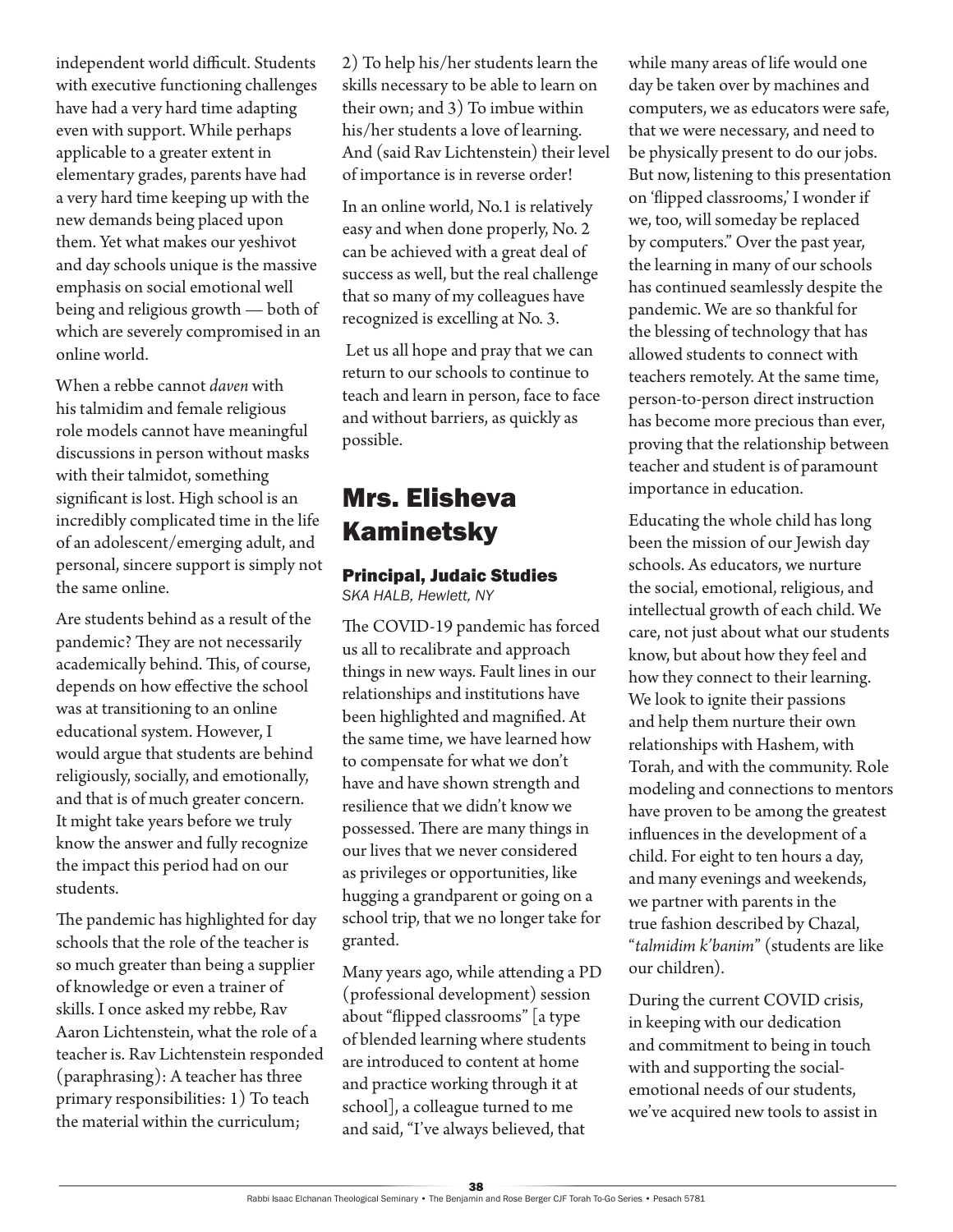independent world difficult. Students with executive functioning challenges have had a very hard time adapting even with support. While perhaps applicable to a greater extent in elementary grades, parents have had a very hard time keeping up with the new demands being placed upon them. Yet what makes our yeshivot and day schools unique is the massive emphasis on social emotional well being and religious growth — both of which are severely compromised in an online world.

When a rebbe cannot *daven* with his talmidim and female religious role models cannot have meaningful discussions in person without masks with their talmidot, something significant is lost. High school is an incredibly complicated time in the life of an adolescent/emerging adult, and personal, sincere support is simply not the same online.

Are students behind as a result of the pandemic? They are not necessarily academically behind. This, of course, depends on how effective the school was at transitioning to an online educational system. However, I would argue that students are behind religiously, socially, and emotionally, and that is of much greater concern. It might take years before we truly know the answer and fully recognize the impact this period had on our students.

The pandemic has highlighted for day schools that the role of the teacher is so much greater than being a supplier of knowledge or even a trainer of skills. I once asked my rebbe, Rav Aaron Lichtenstein, what the role of a teacher is. Rav Lichtenstein responded (paraphrasing): A teacher has three primary responsibilities: 1) To teach the material within the curriculum; 2) To help his/her students learn the skills necessary to be able to learn on their own; and 3) To imbue within his/her students a love of learning. And (said Rav Lichtenstein) their level of importance is in reverse order!

In an online world, No.1 is relatively easy and when done properly, No. 2 can be achieved with a great deal of success as well, but the real challenge that so many of my colleagues have recognized is excelling at No. 3.

Let us all hope and pray that we can return to our schools to continue to teach and learn in person, face to face and without barriers, as quickly as possible.

## Mrs. Elisheva Kaminetsky

### Principal, Judaic Studies

*SKA HALB, Hewlett, NY*

The COVID-19 pandemic has forced us all to recalibrate and approach things in new ways. Fault lines in our relationships and institutions have been highlighted and magnified. At the same time, we have learned how to compensate for what we don't have and have shown strength and resilience that we didn't know we possessed. There are many things in our lives that we never considered as privileges or opportunities, like hugging a grandparent or going on a school trip, that we no longer take for granted.

Many years ago, while attending a PD (professional development) session about "flipped classrooms" [a type of blended learning where students are introduced to content at home and practice working through it at school], a colleague turned to me and said, "I've always believed, that while many areas of life would one day be taken over by machines and computers, we as educators were safe, that we were necessary, and need to be physically present to do our jobs. But now, listening to this presentation on 'flipped classrooms,' I wonder if we, too, will someday be replaced by computers." Over the past year, the learning in many of our schools has continued seamlessly despite the pandemic. We are so thankful for the blessing of technology that has allowed students to connect with teachers remotely. At the same time, person-to-person direct instruction has become more precious than ever, proving that the relationship between teacher and student is of paramount importance in education.

Educating the whole child has long been the mission of our Jewish day schools. As educators, we nurture the social, emotional, religious, and intellectual growth of each child. We care, not just about what our students know, but about how they feel and how they connect to their learning. We look to ignite their passions and help them nurture their own relationships with Hashem, with Torah, and with the community. Role modeling and connections to mentors have proven to be among the greatest influences in the development of a child. For eight to ten hours a day, and many evenings and weekends, we partner with parents in the true fashion described by Chazal, "*talmidim k'banim*" (students are like our children).

During the current COVID crisis, in keeping with our dedication and commitment to being in touch with and supporting the social-emotional needs of our students, we've acquired new tools to assist in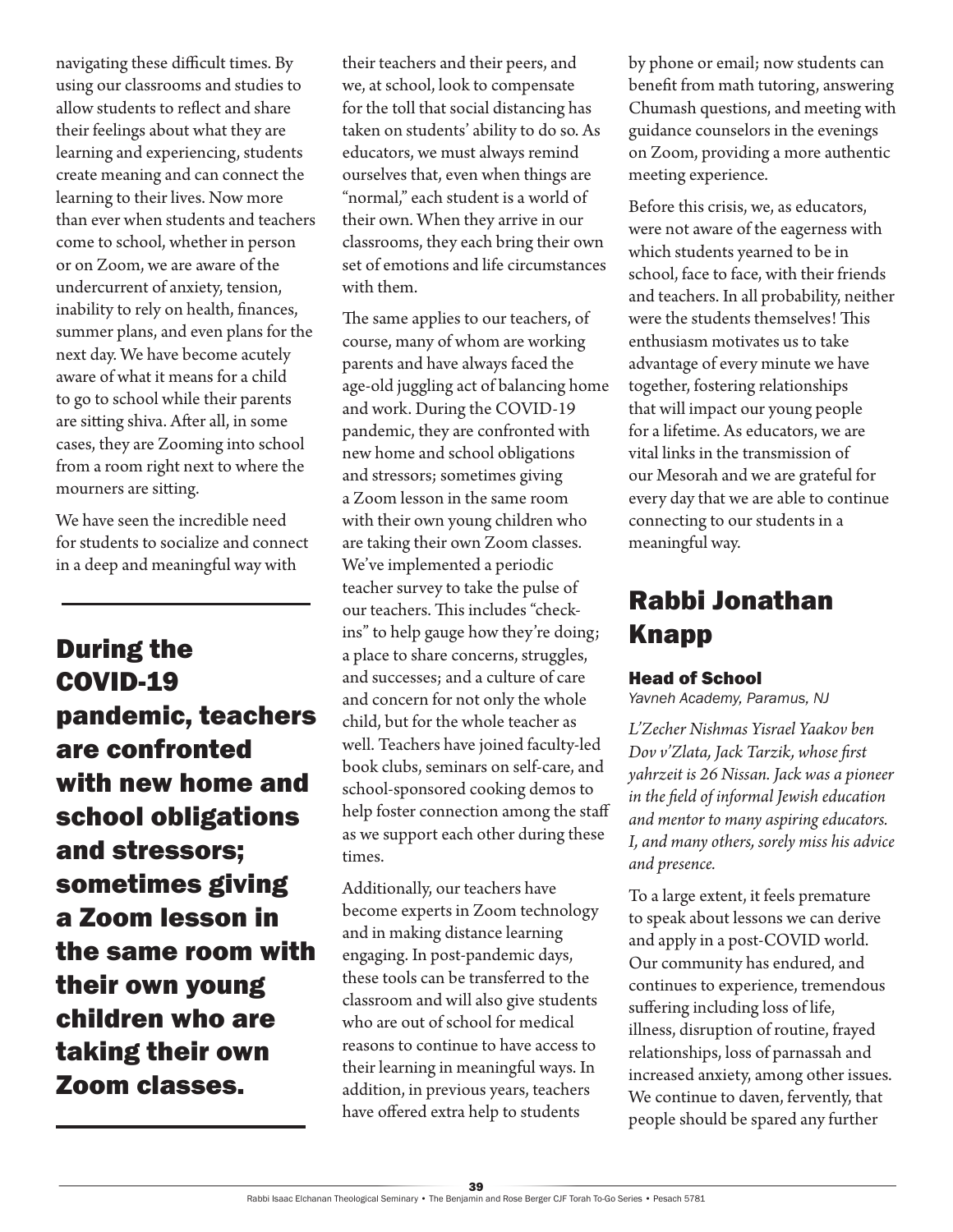navigating these difficult times. By using our classrooms and studies to allow students to reflect and share their feelings about what they are learning and experiencing, students create meaning and can connect the learning to their lives. Now more than ever when students and teachers come to school, whether in person or on Zoom, we are aware of the undercurrent of anxiety, tension, inability to rely on health, finances, summer plans, and even plans for the next day. We have become acutely aware of what it means for a child to go to school while their parents are sitting shiva. After all, in some cases, they are Zooming into school from a room right next to where the mourners are sitting.

We have seen the incredible need for students to socialize and connect in a deep and meaningful way with their teachers and their peers, and we, at school, look to compensate for the toll that social distancing has taken on students' ability to do so. As educators, we must always remind ourselves that, even when things are "normal," each student is a world of their own. When they arrive in our classrooms, they each bring their own set of emotions and life circumstances with them.

**During the COVID-19 pandemic, teachers are confronted with new home and school obligations and stressors; sometimes giving a Zoom lesson in the same room with their own young children who are taking their own Zoom classes.**

The same applies to our teachers, of course, many of whom are working parents and have always faced the age-old juggling act of balancing home and work. During the COVID-19 pandemic, they are confronted with new home and school obligations and stressors; sometimes giving a Zoom lesson in the same room with their own young children who are taking their own Zoom classes. We've implemented a periodic teacher survey to take the pulse of our teachers. This includes "check-ins" to help gauge how they're doing; a place to share concerns, struggles, and successes; and a culture of care and concern for not only the whole child, but for the whole teacher as well. Teachers have joined faculty-led book clubs, seminars on self-care, and school-sponsored cooking demos to help foster connection among the staff as we support each other during these times.

Additionally, our teachers have become experts in Zoom technology and in making distance learning engaging. In post-pandemic days, these tools can be transferred to the classroom and will also give students who are out of school for medical reasons to continue to have access to their learning in meaningful ways. In addition, in previous years, teachers have offered extra help to students by phone or email; now students can benefit from math tutoring, answering Chumash questions, and meeting with guidance counselors in the evenings on Zoom, providing a more authentic meeting experience.

Before this crisis, we, as educators, were not aware of the eagerness with which students yearned to be in school, face to face, with their friends and teachers. In all probability, neither were the students themselves! This enthusiasm motivates us to take advantage of every minute we have together, fostering relationships that will impact our young people for a lifetime. As educators, we are vital links in the transmission of our Mesorah and we are grateful for every day that we are able to continue connecting to our students in a meaningful way.

## Rabbi Jonathan Knapp

### Head of School

*Yavneh Academy, Paramus, NJ*

*L'Zecher Nishmas Yisrael Yaakov ben Dov v'Zlata, Jack Tarzik, whose first yahrzeit is 26 Nissan. Jack was a pioneer in the field of informal Jewish education and mentor to many aspiring educators. I, and many others, sorely miss his advice and presence.*

To a large extent, it feels premature to speak about lessons we can derive and apply in a post-COVID world. Our community has endured, and continues to experience, tremendous suffering including loss of life, illness, disruption of routine, frayed relationships, loss of parnassah and increased anxiety, among other issues. We continue to daven, fervently, that people should be spared any further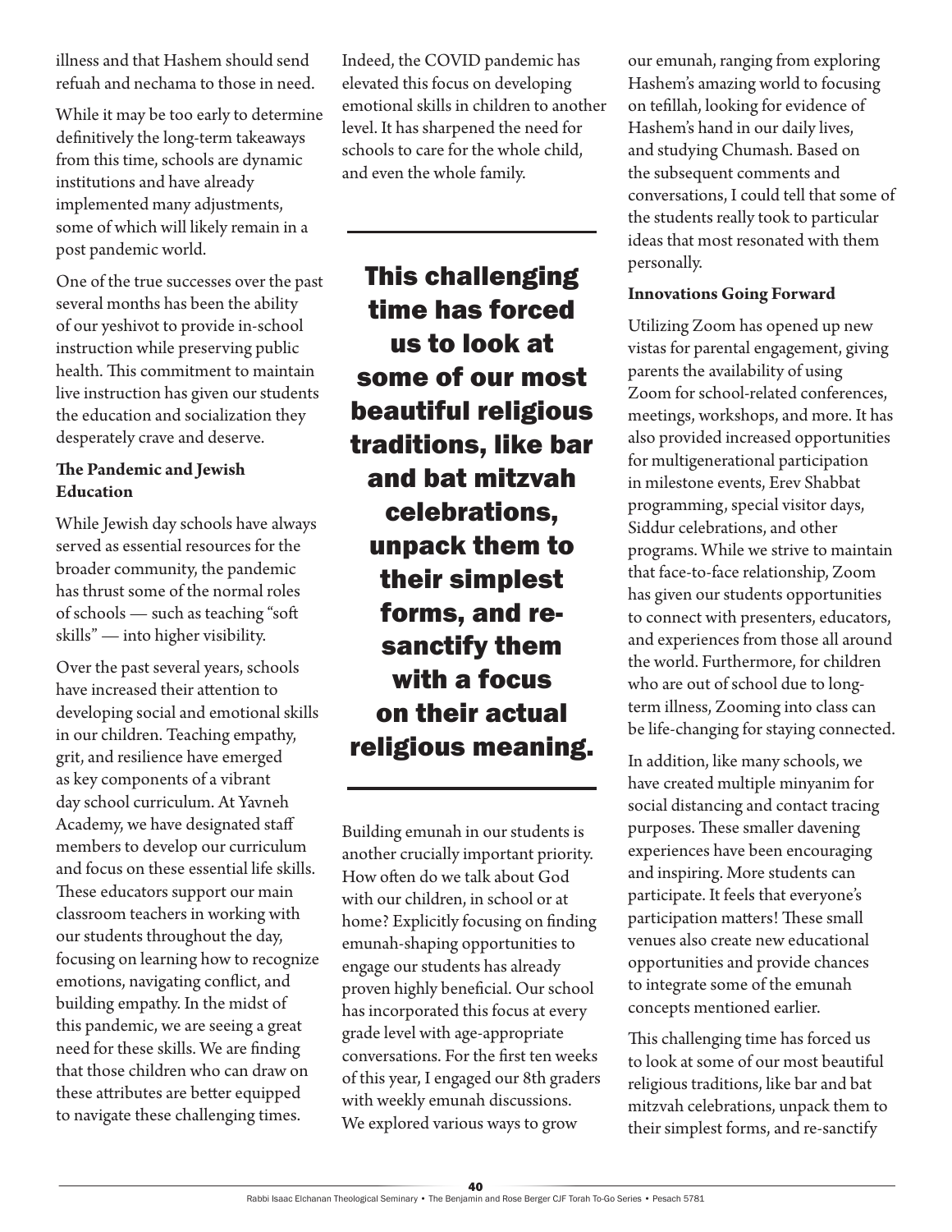illness and that Hashem should send refuah and nechama to those in need.

While it may be too early to determine definitively the long-term takeaways from this time, schools are dynamic institutions and have already implemented many adjustments, some of which will likely remain in a post pandemic world.

One of the true successes over the past several months has been the ability of our yeshivot to provide in-school instruction while preserving public health. This commitment to maintain live instruction has given our students the education and socialization they desperately crave and deserve.

**The Pandemic and Jewish Education**

While Jewish day schools have always served as essential resources for the broader community, the pandemic has thrust some of the normal roles of schools — such as teaching "soft skills" — into higher visibility.

Over the past several years, schools have increased their attention to developing social and emotional skills in our children. Teaching empathy, grit, and resilience have emerged as key components of a vibrant day school curriculum. At Yavneh Academy, we have designated staff members to develop our curriculum and focus on these essential life skills. These educators support our main classroom teachers in working with our students throughout the day, focusing on learning how to recognize emotions, navigating conflict, and building empathy. In the midst of this pandemic, we are seeing a great need for these skills. We are finding that those children who can draw on these attributes are better equipped to navigate these challenging times.

Indeed, the COVID pandemic has elevated this focus on developing emotional skills in children to another level. It has sharpened the need for schools to care for the whole child, and even the whole family.

> **This challenging time has forced us to look at some of our most beautiful religious traditions, like bar and bat mitzvah celebrations, unpack them to their simplest forms, and re-sanctify them with a focus on their actual religious meaning.**

Building emunah in our students is another crucially important priority. How often do we talk about God with our children, in school or at home? Explicitly focusing on finding emunah-shaping opportunities to engage our students has already proven highly beneficial. Our school has incorporated this focus at every grade level with age-appropriate conversations. For the first ten weeks of this year, I engaged our 8th graders with weekly emunah discussions. We explored various ways to grow our emunah, ranging from exploring Hashem's amazing world to focusing on tefillah, looking for evidence of Hashem's hand in our daily lives, and studying Chumash. Based on the subsequent comments and conversations, I could tell that some of the students really took to particular ideas that most resonated with them personally.

**Innovations Going Forward**

Utilizing Zoom has opened up new vistas for parental engagement, giving parents the availability of using Zoom for school-related conferences, meetings, workshops, and more. It has also provided increased opportunities for multigenerational participation in milestone events, Erev Shabbat programming, special visitor days, Siddur celebrations, and other programs. While we strive to maintain that face-to-face relationship, Zoom has given our students opportunities to connect with presenters, educators, and experiences from those all around the world. Furthermore, for children who are out of school due to long-term illness, Zooming into class can be life-changing for staying connected.

In addition, like many schools, we have created multiple minyanim for social distancing and contact tracing purposes. These smaller davening experiences have been encouraging and inspiring. More students can participate. It feels that everyone's participation matters! These small venues also create new educational opportunities and provide chances to integrate some of the emunah concepts mentioned earlier.

This challenging time has forced us to look at some of our most beautiful religious traditions, like bar and bat mitzvah celebrations, unpack them to their simplest forms, and re-sanctify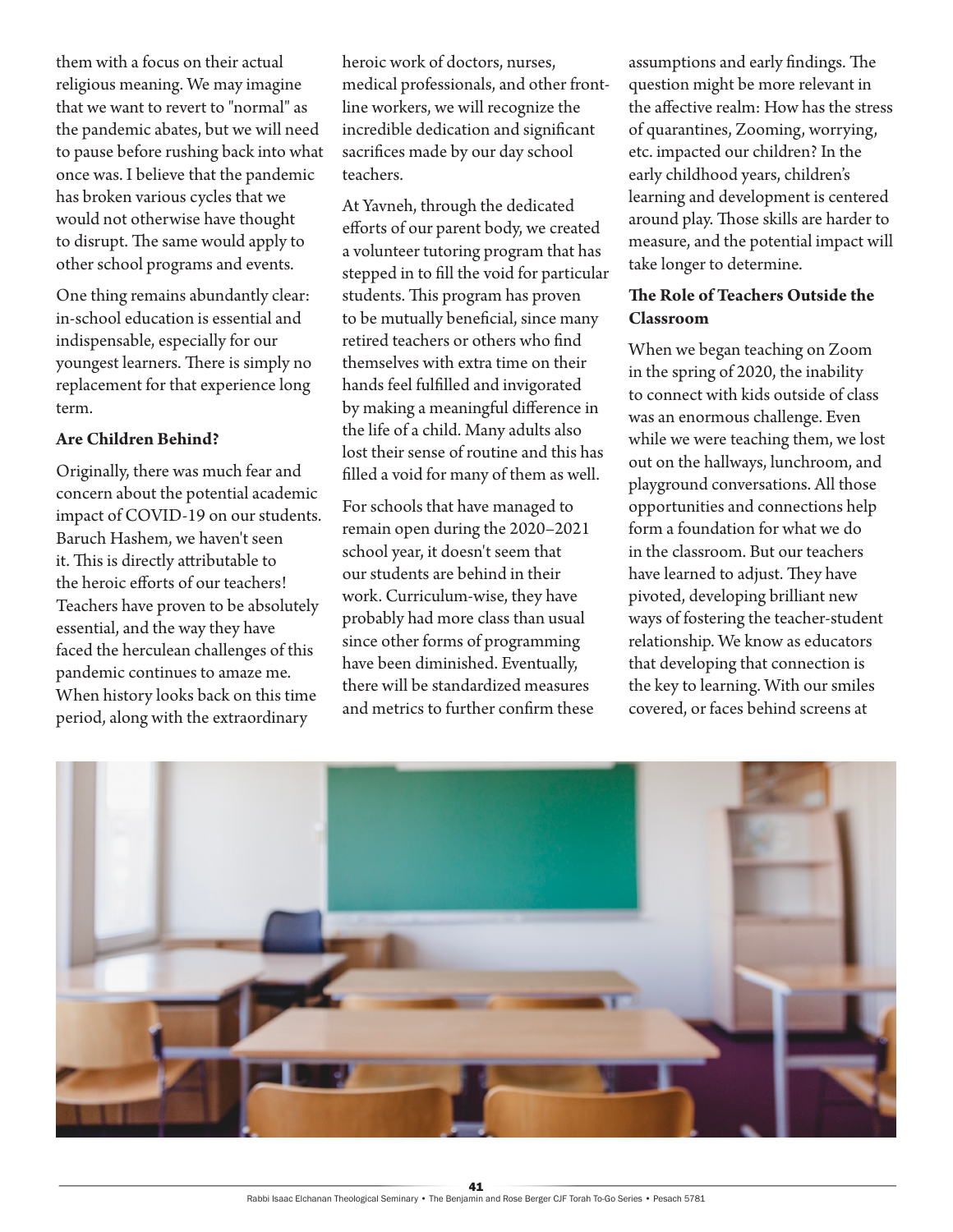them with a focus on their actual religious meaning. We may imagine that we want to revert to "normal" as the pandemic abates, but we will need to pause before rushing back into what once was. I believe that the pandemic has broken various cycles that we would not otherwise have thought to disrupt. The same would apply to other school programs and events.

One thing remains abundantly clear: in-school education is essential and indispensable, especially for our youngest learners. There is simply no replacement for that experience long term.

**Are Children Behind?**

Originally, there was much fear and concern about the potential academic impact of COVID-19 on our students. Baruch Hashem, we haven't seen it. This is directly attributable to the heroic efforts of our teachers! Teachers have proven to be absolutely essential, and the way they have faced the herculean challenges of this pandemic continues to amaze me. When history looks back on this time period, along with the extraordinary heroic work of doctors, nurses, medical professionals, and other front-line workers, we will recognize the incredible dedication and significant sacrifices made by our day school teachers.

At Yavneh, through the dedicated efforts of our parent body, we created a volunteer tutoring program that has stepped in to fill the void for particular students. This program has proven to be mutually beneficial, since many retired teachers or others who find themselves with extra time on their hands feel fulfilled and invigorated by making a meaningful difference in the life of a child. Many adults also lost their sense of routine and this has filled a void for many of them as well.

For schools that have managed to remain open during the 2020–2021 school year, it doesn't seem that our students are behind in their work. Curriculum-wise, they have probably had more class than usual since other forms of programming have been diminished. Eventually, there will be standardized measures and metrics to further confirm these assumptions and early findings. The question might be more relevant in the affective realm: How has the stress of quarantines, Zooming, worrying, etc. impacted our children? In the early childhood years, children's learning and development is centered around play. Those skills are harder to measure, and the potential impact will take longer to determine.

**The Role of Teachers Outside the Classroom**

When we began teaching on Zoom in the spring of 2020, the inability to connect with kids outside of class was an enormous challenge. Even while we were teaching them, we lost out on the hallways, lunchroom, and playground conversations. All those opportunities and connections help form a foundation for what we do in the classroom. But our teachers have learned to adjust. They have pivoted, developing brilliant new ways of fostering the teacher-student relationship. We know as educators that developing that connection is the key to learning. With our smiles covered, or faces behind screens at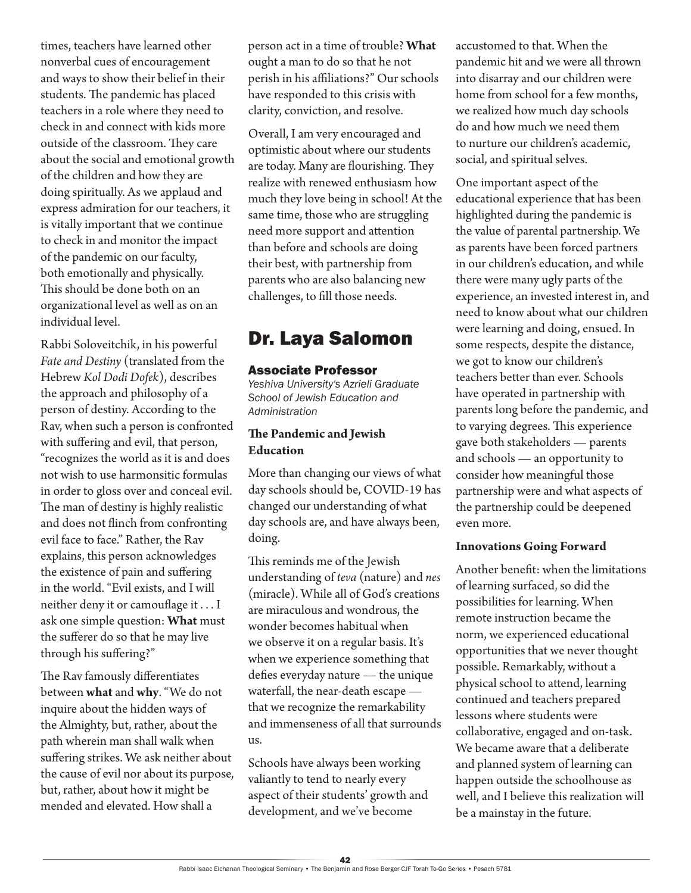times, teachers have learned other nonverbal cues of encouragement and ways to show their belief in their students. The pandemic has placed teachers in a role where they need to check in and connect with kids more outside of the classroom. They care about the social and emotional growth of the children and how they are doing spiritually. As we applaud and express admiration for our teachers, it is vitally important that we continue to check in and monitor the impact of the pandemic on our faculty, both emotionally and physically. This should be done both on an organizational level as well as on an individual level.

Rabbi Soloveitchik, in his powerful *Fate and Destiny* (translated from the Hebrew *Kol Dodi Dofek*), describes the approach and philosophy of a person of destiny. According to the Rav, when such a person is confronted with suffering and evil, that person, "recognizes the world as it is and does not wish to use harmonsitic formulas in order to gloss over and conceal evil. The man of destiny is highly realistic and does not flinch from confronting evil face to face." Rather, the Rav explains, this person acknowledges the existence of pain and suffering in the world. "Evil exists, and I will neither deny it or camouflage it . . . I ask one simple question: **What** must the sufferer do so that he may live through his suffering?"

The Rav famously differentiates between **what** and **why**. "We do not inquire about the hidden ways of the Almighty, but, rather, about the path wherein man shall walk when suffering strikes. We ask neither about the cause of evil nor about its purpose, but, rather, about how it might be mended and elevated. How shall a person act in a time of trouble? **What** ought a man to do so that he not perish in his affiliations?" Our schools have responded to this crisis with clarity, conviction, and resolve.

Overall, I am very encouraged and optimistic about where our students are today. Many are flourishing. They realize with renewed enthusiasm how much they love being in school! At the same time, those who are struggling need more support and attention than before and schools are doing their best, with partnership from parents who are also balancing new challenges, to fill those needs.

## Dr. Laya Salomon

### Associate Professor

*Yeshiva University's Azrieli Graduate School of Jewish Education and Administration*

**The Pandemic and Jewish Education**

More than changing our views of what day schools should be, COVID-19 has changed our understanding of what day schools are, and have always been, doing.

This reminds me of the Jewish understanding of *teva* (nature) and *nes* (miracle). While all of God's creations are miraculous and wondrous, the wonder becomes habitual when we observe it on a regular basis. It's when we experience something that defies everyday nature — the unique waterfall, the near-death escape — that we recognize the remarkability and immenseness of all that surrounds us.

Schools have always been working valiantly to tend to nearly every aspect of their students' growth and development, and we've become accustomed to that. When the pandemic hit and we were all thrown into disarray and our children were home from school for a few months, we realized how much day schools do and how much we need them to nurture our children's academic, social, and spiritual selves.

One important aspect of the educational experience that has been highlighted during the pandemic is the value of parental partnership. We as parents have been forced partners in our children's education, and while there were many ugly parts of the experience, an invested interest in, and need to know about what our children were learning and doing, ensued. In some respects, despite the distance, we got to know our children's teachers better than ever. Schools have operated in partnership with parents long before the pandemic, and to varying degrees. This experience gave both stakeholders — parents and schools — an opportunity to consider how meaningful those partnership were and what aspects of the partnership could be deepened even more.

**Innovations Going Forward**

Another benefit: when the limitations of learning surfaced, so did the possibilities for learning. When remote instruction became the norm, we experienced educational opportunities that we never thought possible. Remarkably, without a physical school to attend, learning continued and teachers prepared lessons where students were collaborative, engaged and on-task. We became aware that a deliberate and planned system of learning can happen outside the schoolhouse as well, and I believe this realization will be a mainstay in the future.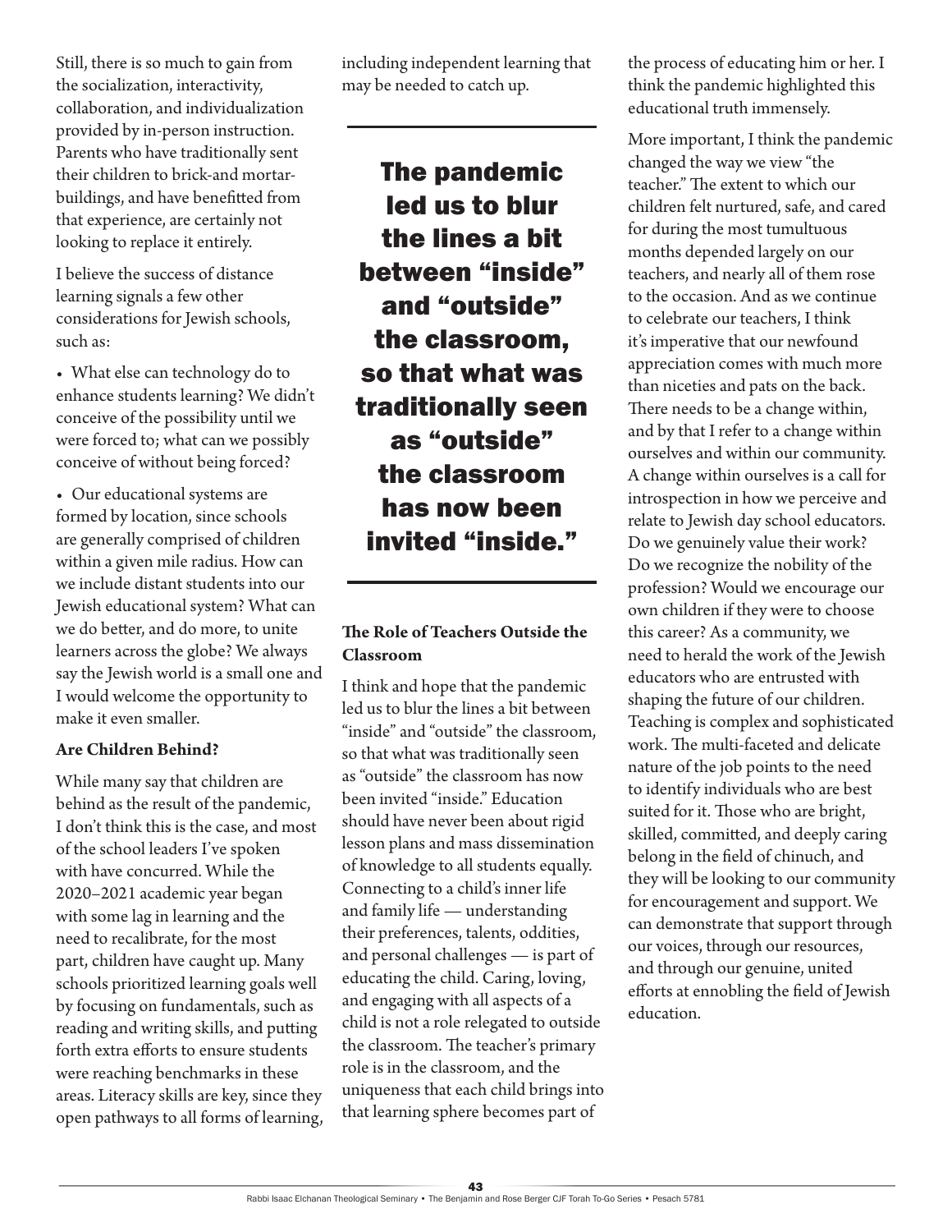Still, there is so much to gain from the socialization, interactivity, collaboration, and individualization provided by in-person instruction. Parents who have traditionally sent their children to brick-and mortar-buildings, and have benefitted from that experience, are certainly not looking to replace it entirely.

I believe the success of distance learning signals a few other considerations for Jewish schools, such as:

- What else can technology do to enhance students learning? We didn't conceive of the possibility until we were forced to; what can we possibly conceive of without being forced?
- Our educational systems are formed by location, since schools are generally comprised of children within a given mile radius. How can we include distant students into our Jewish educational system? What can we do better, and do more, to unite learners across the globe? We always say the Jewish world is a small one and I would welcome the opportunity to make it even smaller.

### Are Children Behind?

While many say that children are behind as the result of the pandemic, I don't think this is the case, and most of the school leaders I've spoken with have concurred. While the 2020–2021 academic year began with some lag in learning and the need to recalibrate, for the most part, children have caught up. Many schools prioritized learning goals well by focusing on fundamentals, such as reading and writing skills, and putting forth extra efforts to ensure students were reaching benchmarks in these areas. Literacy skills are key, since they open pathways to all forms of learning, including independent learning that may be needed to catch up.

> **The pandemic led us to blur the lines a bit between "inside" and "outside" the classroom, so that what was traditionally seen as "outside" the classroom has now been invited "inside."**

### The Role of Teachers Outside the Classroom

I think and hope that the pandemic led us to blur the lines a bit between "inside" and "outside" the classroom, so that what was traditionally seen as "outside" the classroom has now been invited "inside." Education should have never been about rigid lesson plans and mass dissemination of knowledge to all students equally. Connecting to a child's inner life and family life — understanding their preferences, talents, oddities, and personal challenges — is part of educating the child. Caring, loving, and engaging with all aspects of a child is not a role relegated to outside the classroom. The teacher's primary role is in the classroom, and the uniqueness that each child brings into that learning sphere becomes part of the process of educating him or her. I think the pandemic highlighted this educational truth immensely.

More important, I think the pandemic changed the way we view "the teacher." The extent to which our children felt nurtured, safe, and cared for during the most tumultuous months depended largely on our teachers, and nearly all of them rose to the occasion. And as we continue to celebrate our teachers, I think it's imperative that our newfound appreciation comes with much more than niceties and pats on the back. There needs to be a change within, and by that I refer to a change within ourselves and within our community. A change within ourselves is a call for introspection in how we perceive and relate to Jewish day school educators. Do we genuinely value their work? Do we recognize the nobility of the profession? Would we encourage our own children if they were to choose this career? As a community, we need to herald the work of the Jewish educators who are entrusted with shaping the future of our children. Teaching is complex and sophisticated work. The multi-faceted and delicate nature of the job points to the need to identify individuals who are best suited for it. Those who are bright, skilled, committed, and deeply caring belong in the field of chinuch, and they will be looking to our community for encouragement and support. We can demonstrate that support through our voices, through our resources, and through our genuine, united efforts at ennobling the field of Jewish education.